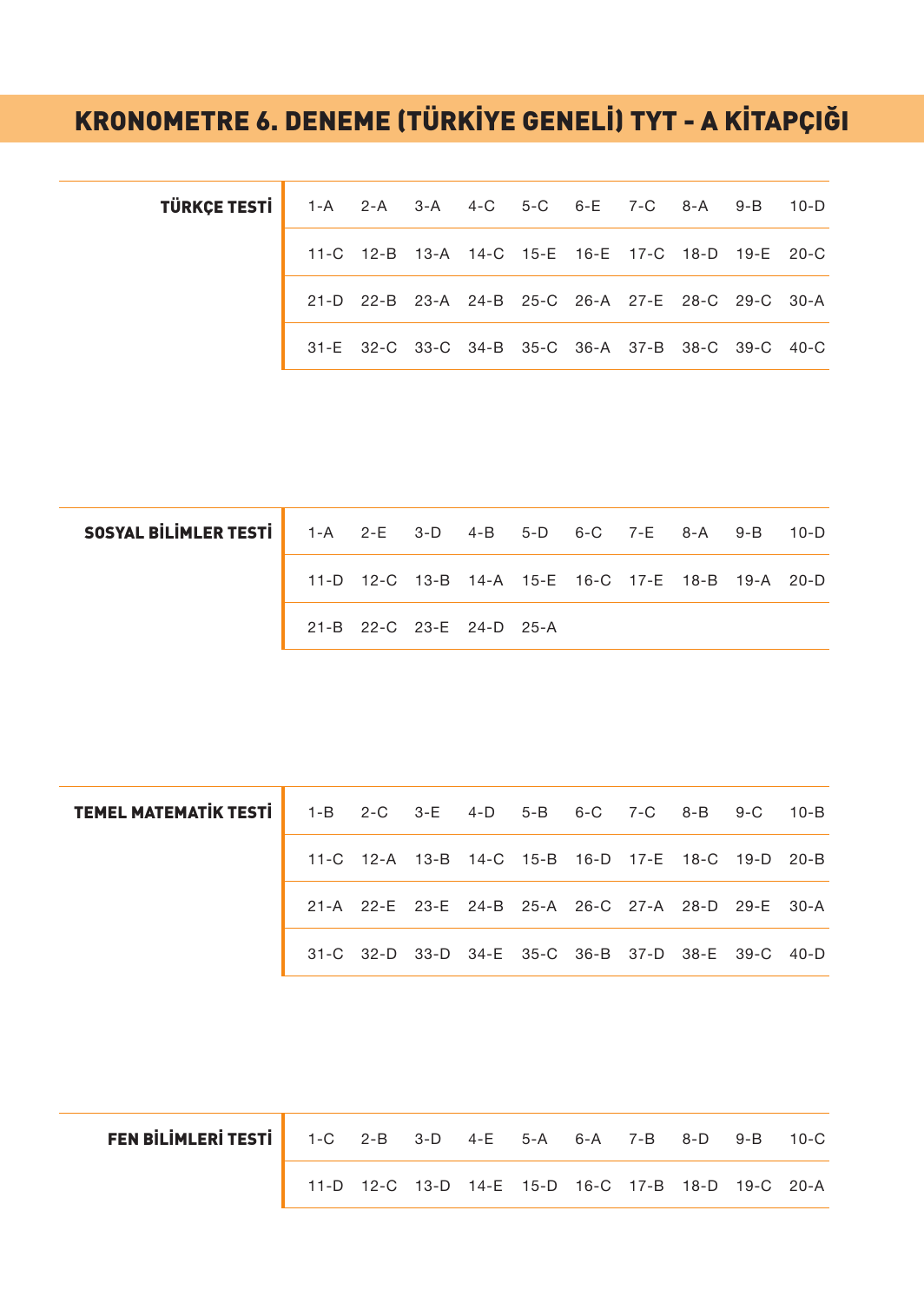# KRONOMETRE 6. DENEME (TÜRKİYE GENELİ) TYT - A KİTAPÇIĞI

| TÜRKÇE TESTİ | | | | | | | | | | |
|---|---|---|---|---|---|---|---|---|---|---|
| | 1-A | 2-A | 3-A | 4-C | 5-C | 6-E | 7-C | 8-A | 9-B | 10-D |
| | 11-C | 12-B | 13-A | 14-C | 15-E | 16-E | 17-C | 18-D | 19-E | 20-C |
| | 21-D | 22-B | 23-A | 24-B | 25-C | 26-A | 27-E | 28-C | 29-C | 30-A |
| | 31-E | 32-C | 33-C | 34-B | 35-C | 36-A | 37-B | 38-C | 39-C | 40-C |

| SOSYAL BİLİMLER TESTİ | | | | | | | | | | |
|---|---|---|---|---|---|---|---|---|---|---|
| | 1-A | 2-E | 3-D | 4-B | 5-D | 6-C | 7-E | 8-A | 9-B | 10-D |
| | 11-D | 12-C | 13-B | 14-A | 15-E | 16-C | 17-E | 18-B | 19-A | 20-D |
| | 21-B | 22-C | 23-E | 24-D | 25-A | | | | | |

| TEMEL MATEMATİK TESTİ | | | | | | | | | | |
|---|---|---|---|---|---|---|---|---|---|---|
| | 1-B | 2-C | 3-E | 4-D | 5-B | 6-C | 7-C | 8-B | 9-C | 10-B |
| | 11-C | 12-A | 13-B | 14-C | 15-B | 16-D | 17-E | 18-C | 19-D | 20-B |
| | 21-A | 22-E | 23-E | 24-B | 25-A | 26-C | 27-A | 28-D | 29-E | 30-A |
| | 31-C | 32-D | 33-D | 34-E | 35-C | 36-B | 37-D | 38-E | 39-C | 40-D |

| FEN BİLİMLERİ TESTİ | | | | | | | | | | |
|---|---|---|---|---|---|---|---|---|---|---|
| | 1-C | 2-B | 3-D | 4-E | 5-A | 6-A | 7-B | 8-D | 9-B | 10-C |
| | 11-D | 12-C | 13-D | 14-E | 15-D | 16-C | 17-B | 18-D | 19-C | 20-A |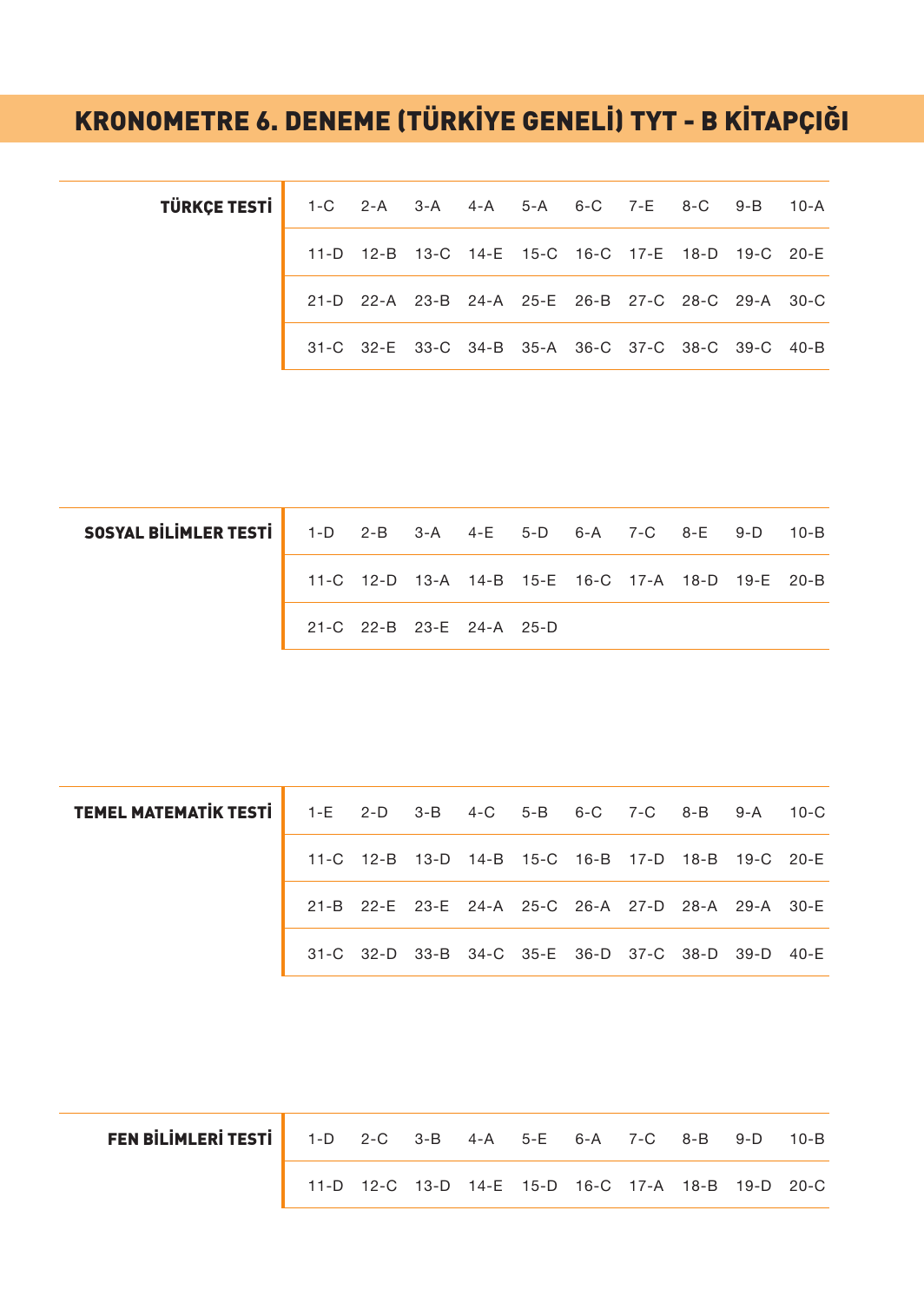# KRONOMETRE 6. DENEME (TÜRKİYE GENELİ) TYT - B KİTAPÇIĞI

| TÜRKÇE TESTİ | | | | | | | | | |
|---|---|---|---|---|---|---|---|---|---|
| 1-C | 2-A | 3-A | 4-A | 5-A | 6-C | 7-E | 8-C | 9-B | 10-A |
| 11-D | 12-B | 13-C | 14-E | 15-C | 16-C | 17-E | 18-D | 19-C | 20-E |
| 21-D | 22-A | 23-B | 24-A | 25-E | 26-B | 27-C | 28-C | 29-A | 30-C |
| 31-C | 32-E | 33-C | 34-B | 35-A | 36-C | 37-C | 38-C | 39-C | 40-B |

| SOSYAL BİLİMLER TESTİ | | | | | | | | | |
|---|---|---|---|---|---|---|---|---|---|
| 1-D | 2-B | 3-A | 4-E | 5-D | 6-A | 7-C | 8-E | 9-D | 10-B |
| 11-C | 12-D | 13-A | 14-B | 15-E | 16-C | 17-A | 18-D | 19-E | 20-B |
| 21-C | 22-B | 23-E | 24-A | 25-D | | | | | |

| TEMEL MATEMATİK TESTİ | | | | | | | | | |
|---|---|---|---|---|---|---|---|---|---|
| 1-E | 2-D | 3-B | 4-C | 5-B | 6-C | 7-C | 8-B | 9-A | 10-C |
| 11-C | 12-B | 13-D | 14-B | 15-C | 16-B | 17-D | 18-B | 19-C | 20-E |
| 21-B | 22-E | 23-E | 24-A | 25-C | 26-A | 27-D | 28-A | 29-A | 30-E |
| 31-C | 32-D | 33-B | 34-C | 35-E | 36-D | 37-C | 38-D | 39-D | 40-E |

| FEN BİLİMLERİ TESTİ | | | | | | | | | |
|---|---|---|---|---|---|---|---|---|---|
| 1-D | 2-C | 3-B | 4-A | 5-E | 6-A | 7-C | 8-B | 9-D | 10-B |
| 11-D | 12-C | 13-D | 14-E | 15-D | 16-C | 17-A | 18-B | 19-D | 20-C |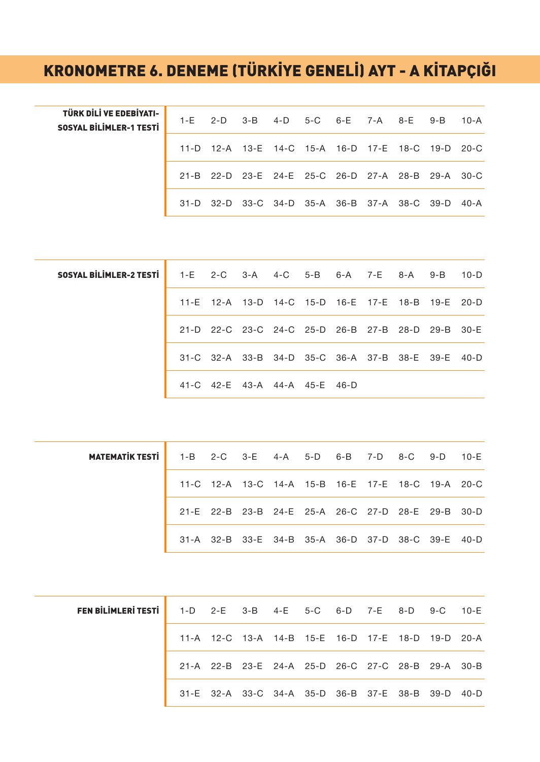# KRONOMETRE 6. DENEME (TÜRKİYE GENELİ) AYT - A KİTAPÇIĞI

**TÜRK DİLİ VE EDEBİYATI-SOSYAL BİLİMLER-1 TESTİ**

| | | | | | | | | | |
|---|---|---|---|---|---|---|---|---|---|
| 1-E | 2-D | 3-B | 4-D | 5-C | 6-E | 7-A | 8-E | 9-B | 10-A |
| 11-D | 12-A | 13-E | 14-C | 15-A | 16-D | 17-E | 18-C | 19-D | 20-C |
| 21-B | 22-D | 23-E | 24-E | 25-C | 26-D | 27-A | 28-B | 29-A | 30-C |
| 31-D | 32-D | 33-C | 34-D | 35-A | 36-B | 37-A | 38-C | 39-D | 40-A |

**SOSYAL BİLİMLER-2 TESTİ**

| | | | | | | | | | |
|---|---|---|---|---|---|---|---|---|---|
| 1-E | 2-C | 3-A | 4-C | 5-B | 6-A | 7-E | 8-A | 9-B | 10-D |
| 11-E | 12-A | 13-D | 14-C | 15-D | 16-E | 17-E | 18-B | 19-E | 20-D |
| 21-D | 22-C | 23-C | 24-C | 25-D | 26-B | 27-B | 28-D | 29-B | 30-E |
| 31-C | 32-A | 33-B | 34-D | 35-C | 36-A | 37-B | 38-E | 39-E | 40-D |
| 41-C | 42-E | 43-A | 44-A | 45-E | 46-D | | | | |

**MATEMATİK TESTİ**

| | | | | | | | | | |
|---|---|---|---|---|---|---|---|---|---|
| 1-B | 2-C | 3-E | 4-A | 5-D | 6-B | 7-D | 8-C | 9-D | 10-E |
| 11-C | 12-A | 13-C | 14-A | 15-B | 16-E | 17-E | 18-C | 19-A | 20-C |
| 21-E | 22-B | 23-B | 24-E | 25-A | 26-C | 27-D | 28-E | 29-B | 30-D |
| 31-A | 32-B | 33-E | 34-B | 35-A | 36-D | 37-D | 38-C | 39-E | 40-D |

**FEN BİLİMLERİ TESTİ**

| | | | | | | | | | |
|---|---|---|---|---|---|---|---|---|---|
| 1-D | 2-E | 3-B | 4-E | 5-C | 6-D | 7-E | 8-D | 9-C | 10-E |
| 11-A | 12-C | 13-A | 14-B | 15-E | 16-D | 17-E | 18-D | 19-D | 20-A |
| 21-A | 22-B | 23-E | 24-A | 25-D | 26-C | 27-C | 28-B | 29-A | 30-B |
| 31-E | 32-A | 33-C | 34-A | 35-D | 36-B | 37-E | 38-B | 39-D | 40-D |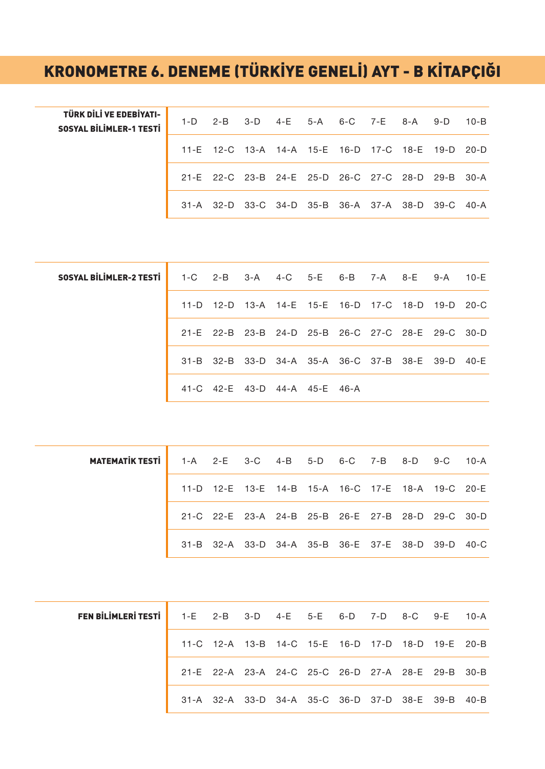# KRONOMETRE 6. DENEME (TÜRKİYE GENELİ) AYT - B KİTAPÇIĞI

**TÜRK DİLİ VE EDEBİYATI-SOSYAL BİLİMLER-1 TESTİ**

| | | | | | | | | | |
|---|---|---|---|---|---|---|---|---|---|
| 1-D | 2-B | 3-D | 4-E | 5-A | 6-C | 7-E | 8-A | 9-D | 10-B |
| 11-E | 12-C | 13-A | 14-A | 15-E | 16-D | 17-C | 18-E | 19-D | 20-D |
| 21-E | 22-C | 23-B | 24-E | 25-D | 26-C | 27-C | 28-D | 29-B | 30-A |
| 31-A | 32-D | 33-C | 34-D | 35-B | 36-A | 37-A | 38-D | 39-C | 40-A |

**SOSYAL BİLİMLER-2 TESTİ**

| | | | | | | | | | |
|---|---|---|---|---|---|---|---|---|---|
| 1-C | 2-B | 3-A | 4-C | 5-E | 6-B | 7-A | 8-E | 9-A | 10-E |
| 11-D | 12-D | 13-A | 14-E | 15-E | 16-D | 17-C | 18-D | 19-D | 20-C |
| 21-E | 22-B | 23-B | 24-D | 25-B | 26-C | 27-C | 28-E | 29-C | 30-D |
| 31-B | 32-B | 33-D | 34-A | 35-A | 36-C | 37-B | 38-E | 39-D | 40-E |
| 41-C | 42-E | 43-D | 44-A | 45-E | 46-A | | | | |

**MATEMATİK TESTİ**

| | | | | | | | | | |
|---|---|---|---|---|---|---|---|---|---|
| 1-A | 2-E | 3-C | 4-B | 5-D | 6-C | 7-B | 8-D | 9-C | 10-A |
| 11-D | 12-E | 13-E | 14-B | 15-A | 16-C | 17-E | 18-A | 19-C | 20-E |
| 21-C | 22-E | 23-A | 24-B | 25-B | 26-E | 27-B | 28-D | 29-C | 30-D |
| 31-B | 32-A | 33-D | 34-A | 35-B | 36-E | 37-E | 38-D | 39-D | 40-C |

**FEN BİLİMLERİ TESTİ**

| | | | | | | | | | |
|---|---|---|---|---|---|---|---|---|---|
| 1-E | 2-B | 3-D | 4-E | 5-E | 6-D | 7-D | 8-C | 9-E | 10-A |
| 11-C | 12-A | 13-B | 14-C | 15-E | 16-D | 17-D | 18-D | 19-E | 20-B |
| 21-E | 22-A | 23-A | 24-C | 25-C | 26-D | 27-A | 28-E | 29-B | 30-B |
| 31-A | 32-A | 33-D | 34-A | 35-C | 36-D | 37-D | 38-E | 39-B | 40-B |